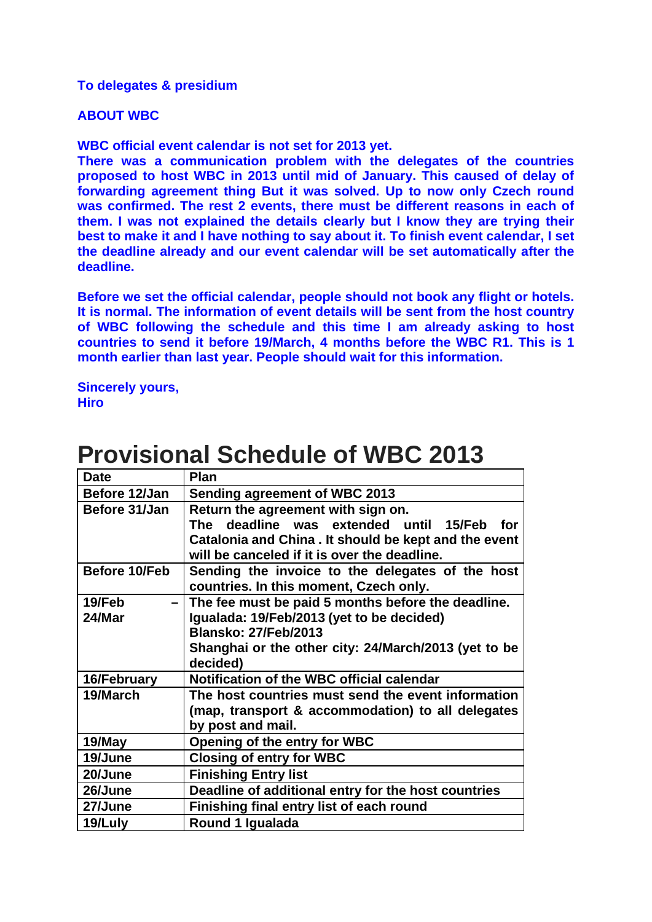**To delegates & presidium**

**ABOUT WBC**

**WBC official event calendar is not set for 2013 yet.**
**There was a communication problem with the delegates of the countries proposed to host WBC in 2013 until mid of January. This caused of delay of forwarding agreement thing But it was solved. Up to now only Czech round was confirmed. The rest 2 events, there must be different reasons in each of them. I was not explained the details clearly but I know they are trying their best to make it and I have nothing to say about it. To finish event calendar, I set the deadline already and our event calendar will be set automatically after the deadline.**

**Before we set the official calendar, people should not book any flight or hotels. It is normal. The information of event details will be sent from the host country of WBC following the schedule and this time I am already asking to host countries to send it before 19/March, 4 months before the WBC R1. This is 1 month earlier than last year. People should wait for this information.**

**Sincerely yours,**
**Hiro**

# Provisional Schedule of WBC 2013

| Date | Plan |
|---|---|
| Before 12/Jan | Sending agreement of WBC 2013 |
| Before 31/Jan | Return the agreement with sign on. The deadline was extended until 15/Feb for Catalonia and China . It should be kept and the event will be canceled if it is over the deadline. |
| Before 10/Feb | Sending the invoice to the delegates of the host countries. In this moment, Czech only. |
| 19/Feb – 24/Mar | The fee must be paid 5 months before the deadline. Igualada: 19/Feb/2013 (yet to be decided) Blansko: 27/Feb/2013 Shanghai or the other city: 24/March/2013 (yet to be decided) |
| 16/February | Notification of the WBC official calendar |
| 19/March | The host countries must send the event information (map, transport & accommodation) to all delegates by post and mail. |
| 19/May | Opening of the entry for WBC |
| 19/June | Closing of entry for WBC |
| 20/June | Finishing Entry list |
| 26/June | Deadline of additional entry for the host countries |
| 27/June | Finishing final entry list of each round |
| 19/Luly | Round 1 Igualada |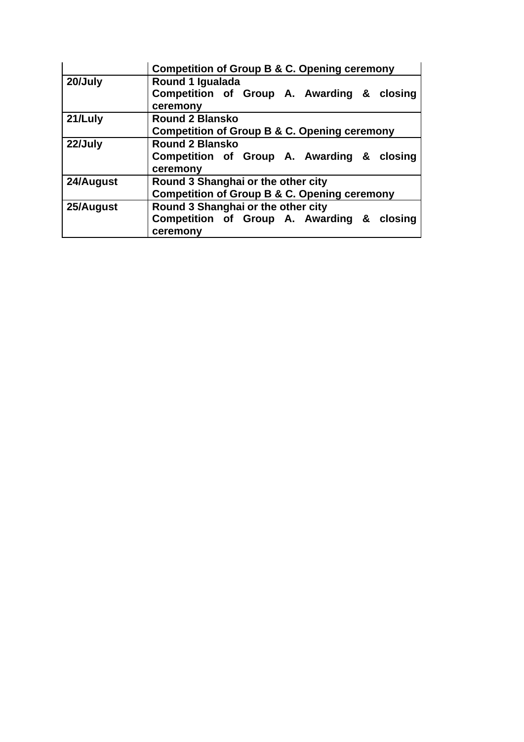| | |
|---|---|
| | **Competition of Group B & C. Opening ceremony** |
| **20/July** | **Round 1 Igualada**<br>**Competition of Group A. Awarding & closing ceremony** |
| **21/Luly** | **Round 2 Blansko**<br>**Competition of Group B & C. Opening ceremony** |
| **22/July** | **Round 2 Blansko**<br>**Competition of Group A. Awarding & closing ceremony** |
| **24/August** | **Round 3 Shanghai or the other city**<br>**Competition of Group B & C. Opening ceremony** |
| **25/August** | **Round 3 Shanghai or the other city**<br>**Competition of Group A. Awarding & closing ceremony** |